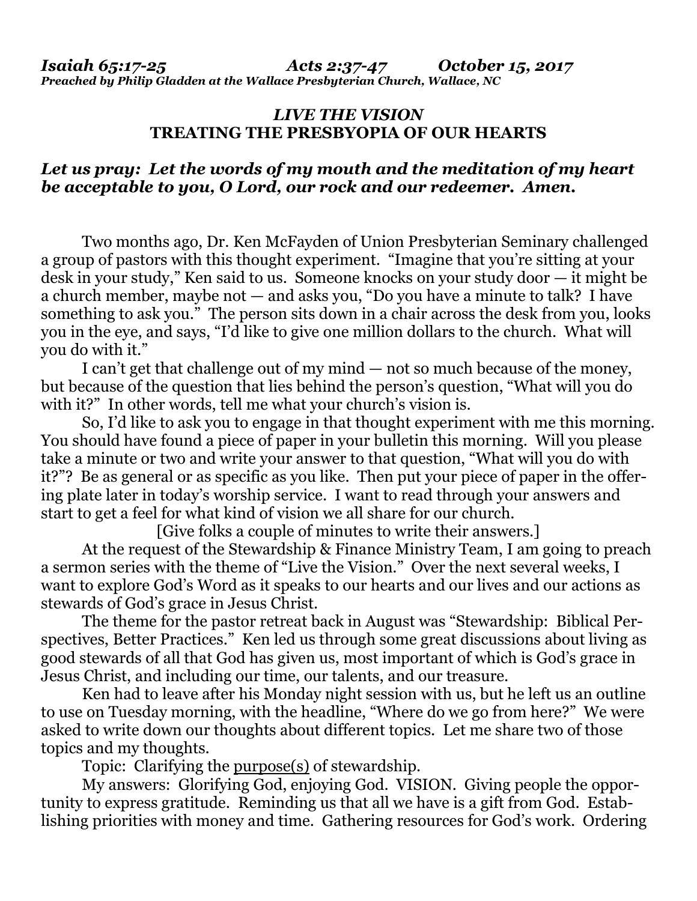***Isaiah 65:17-25 Acts 2:37-47 October 15, 2017***
***Preached by Philip Gladden at the Wallace Presbyterian Church, Wallace, NC***

## *LIVE THE VISION*
## TREATING THE PRESBYOPIA OF OUR HEARTS

***Let us pray: Let the words of my mouth and the meditation of my heart be acceptable to you, O Lord, our rock and our redeemer. Amen.***

Two months ago, Dr. Ken McFayden of Union Presbyterian Seminary challenged a group of pastors with this thought experiment. "Imagine that you're sitting at your desk in your study," Ken said to us. Someone knocks on your study door — it might be a church member, maybe not — and asks you, "Do you have a minute to talk? I have something to ask you." The person sits down in a chair across the desk from you, looks you in the eye, and says, "I'd like to give one million dollars to the church. What will you do with it."

I can't get that challenge out of my mind — not so much because of the money, but because of the question that lies behind the person's question, "What will you do with it?" In other words, tell me what your church's vision is.

So, I'd like to ask you to engage in that thought experiment with me this morning. You should have found a piece of paper in your bulletin this morning. Will you please take a minute or two and write your answer to that question, "What will you do with it?"? Be as general or as specific as you like. Then put your piece of paper in the offering plate later in today's worship service. I want to read through your answers and start to get a feel for what kind of vision we all share for our church.

[Give folks a couple of minutes to write their answers.]

At the request of the Stewardship & Finance Ministry Team, I am going to preach a sermon series with the theme of "Live the Vision." Over the next several weeks, I want to explore God's Word as it speaks to our hearts and our lives and our actions as stewards of God's grace in Jesus Christ.

The theme for the pastor retreat back in August was "Stewardship: Biblical Perspectives, Better Practices." Ken led us through some great discussions about living as good stewards of all that God has given us, most important of which is God's grace in Jesus Christ, and including our time, our talents, and our treasure.

Ken had to leave after his Monday night session with us, but he left us an outline to use on Tuesday morning, with the headline, "Where do we go from here?" We were asked to write down our thoughts about different topics. Let me share two of those topics and my thoughts.

Topic: Clarifying the <u>purpose(s)</u> of stewardship.

My answers: Glorifying God, enjoying God. VISION. Giving people the opportunity to express gratitude. Reminding us that all we have is a gift from God. Establishing priorities with money and time. Gathering resources for God's work. Ordering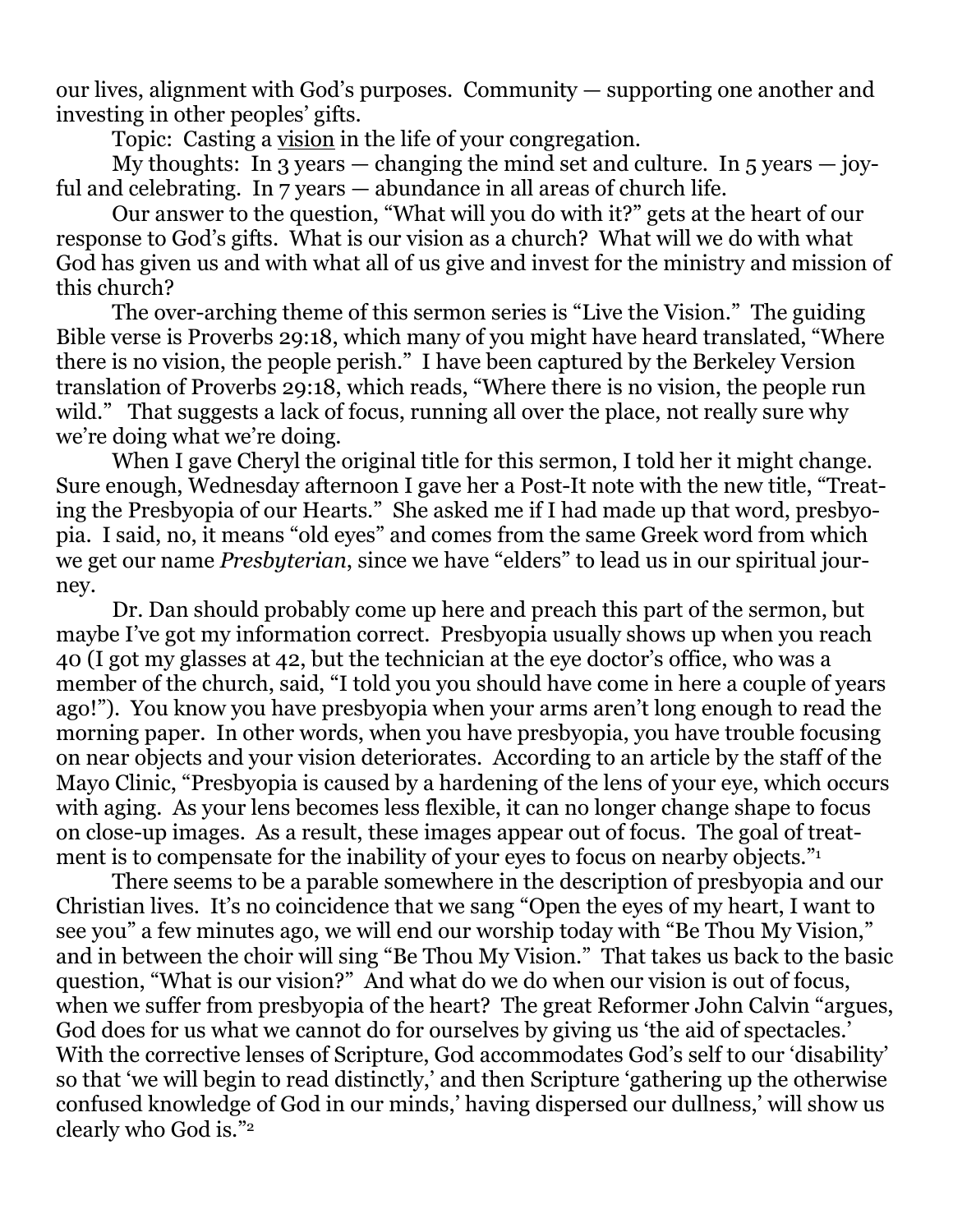our lives, alignment with God's purposes. Community — supporting one another and investing in other peoples' gifts.

Topic: Casting a <u>vision</u> in the life of your congregation.

My thoughts: In 3 years — changing the mind set and culture. In 5 years — joyful and celebrating. In 7 years — abundance in all areas of church life.

Our answer to the question, "What will you do with it?" gets at the heart of our response to God's gifts. What is our vision as a church? What will we do with what God has given us and with what all of us give and invest for the ministry and mission of this church?

The over-arching theme of this sermon series is "Live the Vision." The guiding Bible verse is Proverbs 29:18, which many of you might have heard translated, "Where there is no vision, the people perish." I have been captured by the Berkeley Version translation of Proverbs 29:18, which reads, "Where there is no vision, the people run wild." That suggests a lack of focus, running all over the place, not really sure why we're doing what we're doing.

When I gave Cheryl the original title for this sermon, I told her it might change. Sure enough, Wednesday afternoon I gave her a Post-It note with the new title, "Treating the Presbyopia of our Hearts." She asked me if I had made up that word, presbyopia. I said, no, it means "old eyes" and comes from the same Greek word from which we get our name *Presbyterian*, since we have "elders" to lead us in our spiritual journey.

Dr. Dan should probably come up here and preach this part of the sermon, but maybe I've got my information correct. Presbyopia usually shows up when you reach 40 (I got my glasses at 42, but the technician at the eye doctor's office, who was a member of the church, said, "I told you you should have come in here a couple of years ago!"). You know you have presbyopia when your arms aren't long enough to read the morning paper. In other words, when you have presbyopia, you have trouble focusing on near objects and your vision deteriorates. According to an article by the staff of the Mayo Clinic, "Presbyopia is caused by a hardening of the lens of your eye, which occurs with aging. As your lens becomes less flexible, it can no longer change shape to focus on close-up images. As a result, these images appear out of focus. The goal of treatment is to compensate for the inability of your eyes to focus on nearby objects."[1]

There seems to be a parable somewhere in the description of presbyopia and our Christian lives. It's no coincidence that we sang "Open the eyes of my heart, I want to see you" a few minutes ago, we will end our worship today with "Be Thou My Vision," and in between the choir will sing "Be Thou My Vision." That takes us back to the basic question, "What is our vision?" And what do we do when our vision is out of focus, when we suffer from presbyopia of the heart? The great Reformer John Calvin "argues, God does for us what we cannot do for ourselves by giving us 'the aid of spectacles.' With the corrective lenses of Scripture, God accommodates God's self to our 'disability' so that 'we will begin to read distinctly,' and then Scripture 'gathering up the otherwise confused knowledge of God in our minds,' having dispersed our dullness,' will show us clearly who God is."[2]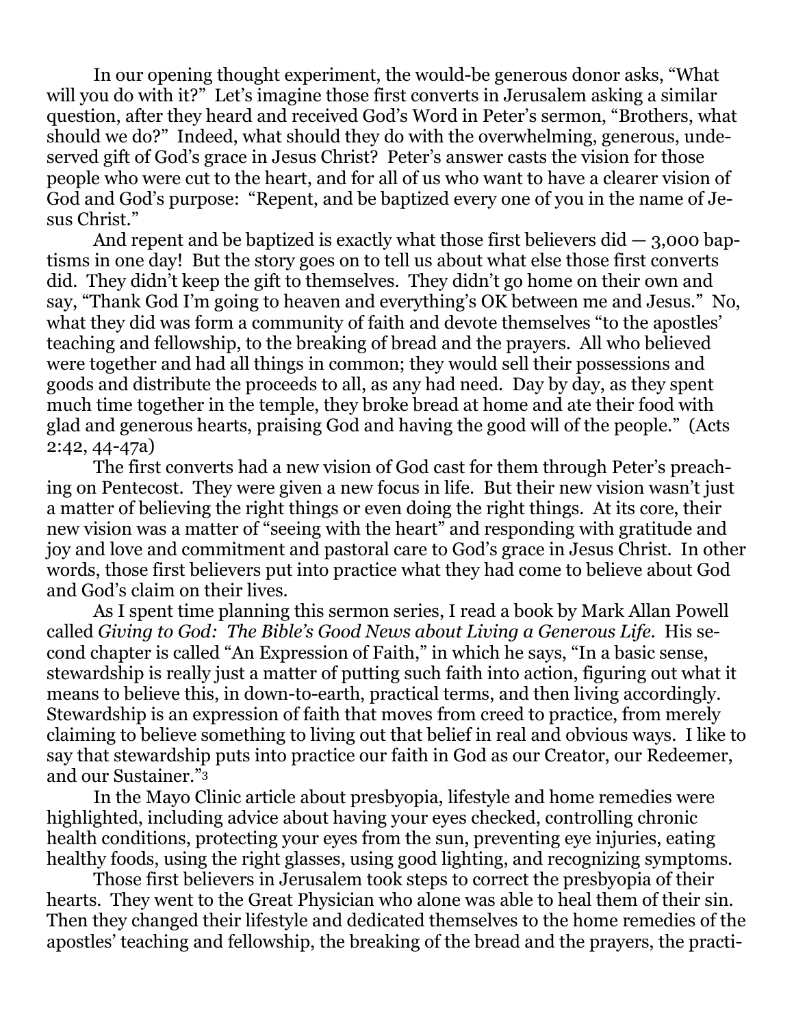In our opening thought experiment, the would-be generous donor asks, "What will you do with it?" Let's imagine those first converts in Jerusalem asking a similar question, after they heard and received God's Word in Peter's sermon, "Brothers, what should we do?" Indeed, what should they do with the overwhelming, generous, undeserved gift of God's grace in Jesus Christ? Peter's answer casts the vision for those people who were cut to the heart, and for all of us who want to have a clearer vision of God and God's purpose: "Repent, and be baptized every one of you in the name of Jesus Christ."

And repent and be baptized is exactly what those first believers did — 3,000 baptisms in one day! But the story goes on to tell us about what else those first converts did. They didn't keep the gift to themselves. They didn't go home on their own and say, "Thank God I'm going to heaven and everything's OK between me and Jesus." No, what they did was form a community of faith and devote themselves "to the apostles' teaching and fellowship, to the breaking of bread and the prayers. All who believed were together and had all things in common; they would sell their possessions and goods and distribute the proceeds to all, as any had need. Day by day, as they spent much time together in the temple, they broke bread at home and ate their food with glad and generous hearts, praising God and having the good will of the people." (Acts 2:42, 44-47a)

The first converts had a new vision of God cast for them through Peter's preaching on Pentecost. They were given a new focus in life. But their new vision wasn't just a matter of believing the right things or even doing the right things. At its core, their new vision was a matter of "seeing with the heart" and responding with gratitude and joy and love and commitment and pastoral care to God's grace in Jesus Christ. In other words, those first believers put into practice what they had come to believe about God and God's claim on their lives.

As I spent time planning this sermon series, I read a book by Mark Allan Powell called *Giving to God: The Bible's Good News about Living a Generous Life*. His second chapter is called "An Expression of Faith," in which he says, "In a basic sense, stewardship is really just a matter of putting such faith into action, figuring out what it means to believe this, in down-to-earth, practical terms, and then living accordingly. Stewardship is an expression of faith that moves from creed to practice, from merely claiming to believe something to living out that belief in real and obvious ways. I like to say that stewardship puts into practice our faith in God as our Creator, our Redeemer, and our Sustainer."[3]

In the Mayo Clinic article about presbyopia, lifestyle and home remedies were highlighted, including advice about having your eyes checked, controlling chronic health conditions, protecting your eyes from the sun, preventing eye injuries, eating healthy foods, using the right glasses, using good lighting, and recognizing symptoms.

Those first believers in Jerusalem took steps to correct the presbyopia of their hearts. They went to the Great Physician who alone was able to heal them of their sin. Then they changed their lifestyle and dedicated themselves to the home remedies of the apostles' teaching and fellowship, the breaking of the bread and the prayers, the practi-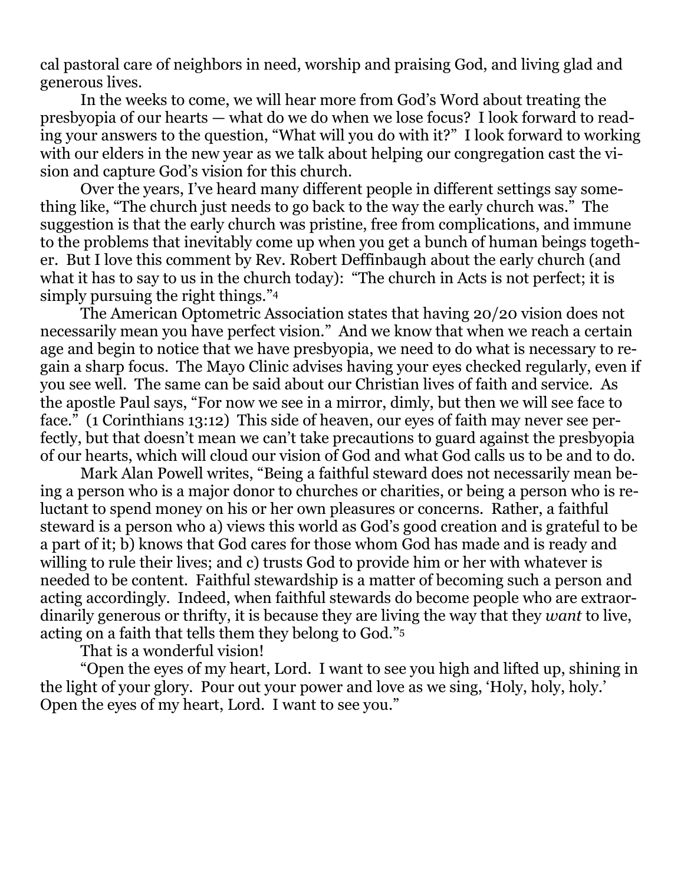cal pastoral care of neighbors in need, worship and praising God, and living glad and generous lives.

In the weeks to come, we will hear more from God's Word about treating the presbyopia of our hearts — what do we do when we lose focus? I look forward to reading your answers to the question, "What will you do with it?" I look forward to working with our elders in the new year as we talk about helping our congregation cast the vision and capture God's vision for this church.

Over the years, I've heard many different people in different settings say something like, "The church just needs to go back to the way the early church was." The suggestion is that the early church was pristine, free from complications, and immune to the problems that inevitably come up when you get a bunch of human beings together. But I love this comment by Rev. Robert Deffinbaugh about the early church (and what it has to say to us in the church today): "The church in Acts is not perfect; it is simply pursuing the right things."[4]

The American Optometric Association states that having 20/20 vision does not necessarily mean you have perfect vision." And we know that when we reach a certain age and begin to notice that we have presbyopia, we need to do what is necessary to regain a sharp focus. The Mayo Clinic advises having your eyes checked regularly, even if you see well. The same can be said about our Christian lives of faith and service. As the apostle Paul says, "For now we see in a mirror, dimly, but then we will see face to face." (1 Corinthians 13:12) This side of heaven, our eyes of faith may never see perfectly, but that doesn't mean we can't take precautions to guard against the presbyopia of our hearts, which will cloud our vision of God and what God calls us to be and to do.

Mark Alan Powell writes, "Being a faithful steward does not necessarily mean being a person who is a major donor to churches or charities, or being a person who is reluctant to spend money on his or her own pleasures or concerns. Rather, a faithful steward is a person who a) views this world as God's good creation and is grateful to be a part of it; b) knows that God cares for those whom God has made and is ready and willing to rule their lives; and c) trusts God to provide him or her with whatever is needed to be content. Faithful stewardship is a matter of becoming such a person and acting accordingly. Indeed, when faithful stewards do become people who are extraordinarily generous or thrifty, it is because they are living the way that they *want* to live, acting on a faith that tells them they belong to God."[5]

That is a wonderful vision!

"Open the eyes of my heart, Lord. I want to see you high and lifted up, shining in the light of your glory. Pour out your power and love as we sing, 'Holy, holy, holy.' Open the eyes of my heart, Lord. I want to see you."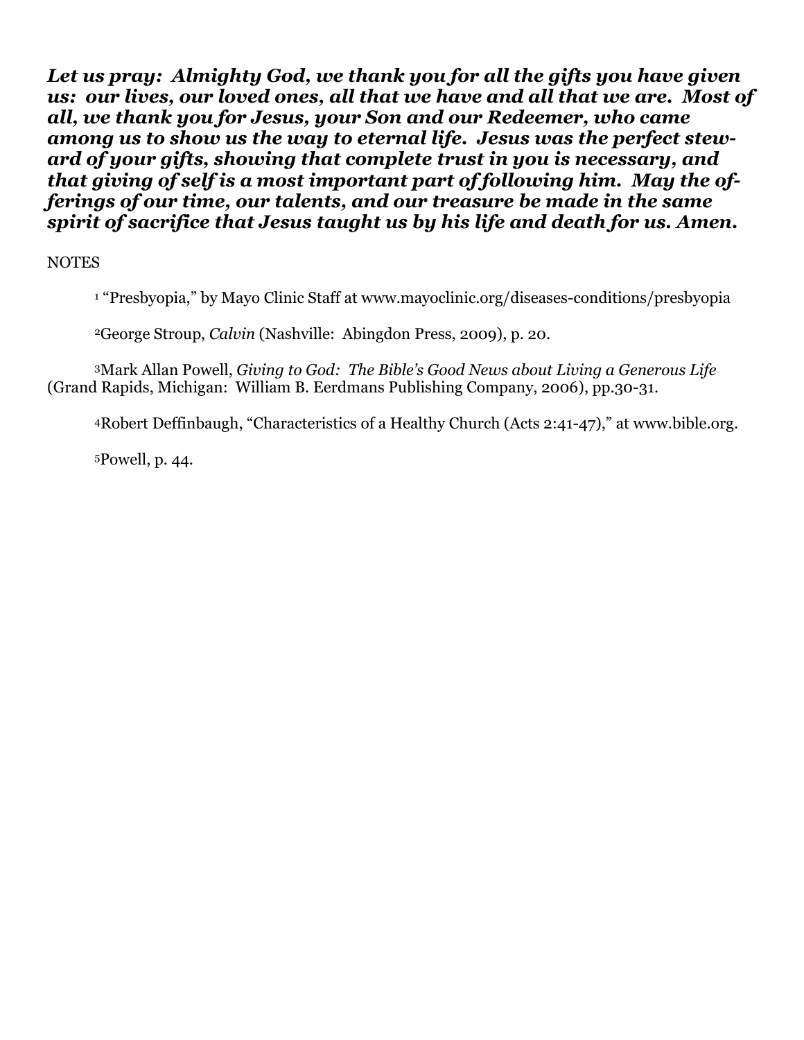***Let us pray: Almighty God, we thank you for all the gifts you have given us: our lives, our loved ones, all that we have and all that we are. Most of all, we thank you for Jesus, your Son and our Redeemer, who came among us to show us the way to eternal life. Jesus was the perfect steward of your gifts, showing that complete trust in you is necessary, and that giving of self is a most important part of following him. May the offerings of our time, our talents, and our treasure be made in the same spirit of sacrifice that Jesus taught us by his life and death for us. Amen.***

NOTES

[1] "Presbyopia," by Mayo Clinic Staff at www.mayoclinic.org/diseases-conditions/presbyopia

[2]George Stroup, *Calvin* (Nashville: Abingdon Press, 2009), p. 20.

[3]Mark Allan Powell, *Giving to God: The Bible's Good News about Living a Generous Life* (Grand Rapids, Michigan: William B. Eerdmans Publishing Company, 2006), pp.30-31.

[4]Robert Deffinbaugh, "Characteristics of a Healthy Church (Acts 2:41-47)," at www.bible.org.

[5]Powell, p. 44.